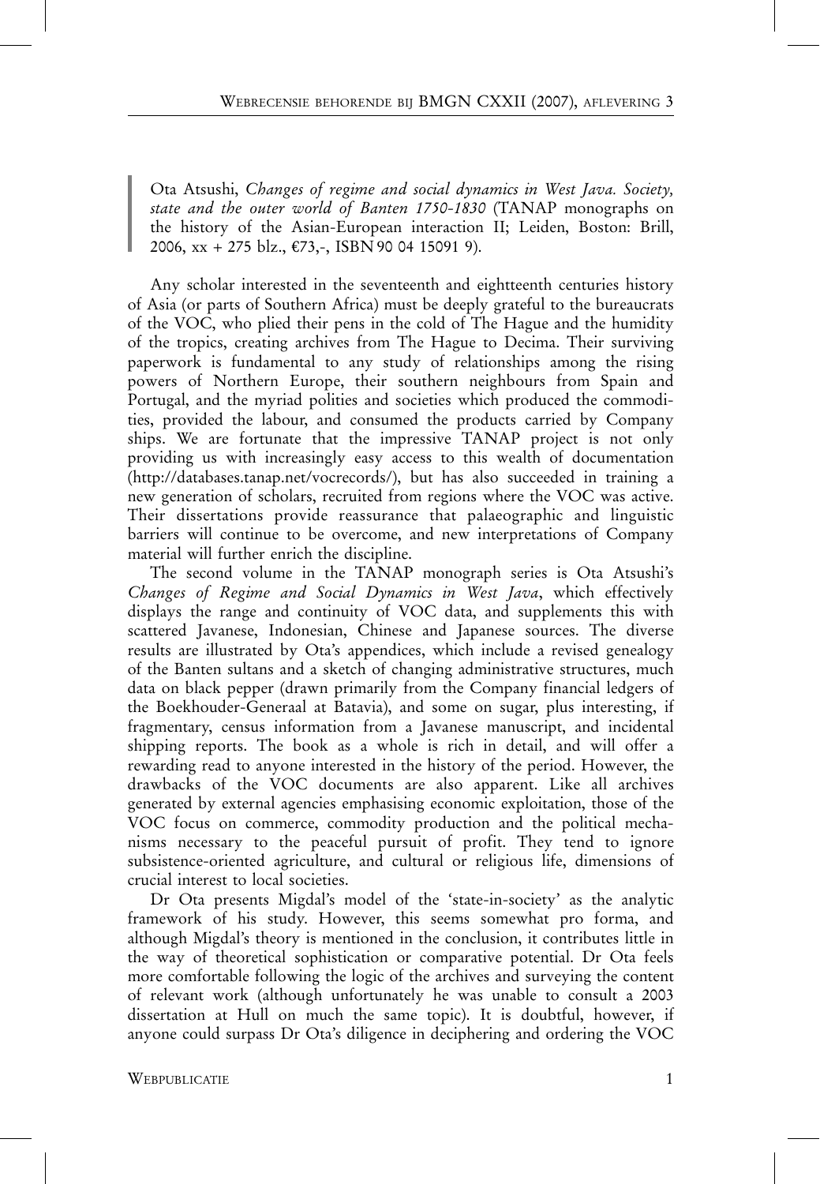Ota Atsushi, *Changes of regime and social dynamics in West Java. Society, state and the outer world of Banten 1750-1830* (TANAP monographs on the history of the Asian-European interaction II; Leiden, Boston: Brill, 2006, xx + 275 blz., €73,-, ISBN 90 04 15091 9).

Any scholar interested in the seventeenth and eighteenth centuries history of Asia (or parts of Southern Africa) must be deeply grateful to the bureaucrats of the VOC, who plied their pens in the cold of The Hague and the humidity of the tropics, creating archives from The Hague to Decima. Their surviving paperwork is fundamental to any study of relationships among the rising powers of Northern Europe, their southern neighbours from Spain and Portugal, and the myriad polities and societies which produced the commodities, provided the labour, and consumed the products carried by Company ships. We are fortunate that the impressive TANAP project is not only providing us with increasingly easy access to this wealth of documentation (http://databases.tanap.net/vocrecords/), but has also succeeded in training a new generation of scholars, recruited from regions where the VOC was active. Their dissertations provide reassurance that palaeographic and linguistic barriers will continue to be overcome, and new interpretations of Company material will further enrich the discipline.

The second volume in the TANAP monograph series is Ota Atsushi's *Changes of Regime and Social Dynamics in West Java*, which effectively displays the range and continuity of VOC data, and supplements this with scattered Javanese, Indonesian, Chinese and Japanese sources. The diverse results are illustrated by Ota's appendices, which include a revised genealogy of the Banten sultans and a sketch of changing administrative structures, much data on black pepper (drawn primarily from the Company financial ledgers of the Boekhouder-Generaal at Batavia), and some on sugar, plus interesting, if fragmentary, census information from a Javanese manuscript, and incidental shipping reports. The book as a whole is rich in detail, and will offer a rewarding read to anyone interested in the history of the period. However, the drawbacks of the VOC documents are also apparent. Like all archives generated by external agencies emphasising economic exploitation, those of the VOC focus on commerce, commodity production and the political mechanisms necessary to the peaceful pursuit of profit. They tend to ignore subsistence-oriented agriculture, and cultural or religious life, dimensions of crucial interest to local societies.

Dr Ota presents Migdal's model of the 'state-in-society' as the analytic framework of his study. However, this seems somewhat pro forma, and although Migdal's theory is mentioned in the conclusion, it contributes little in the way of theoretical sophistication or comparative potential. Dr Ota feels more comfortable following the logic of the archives and surveying the content of relevant work (although unfortunately he was unable to consult a 2003 dissertation at Hull on much the same topic). It is doubtful, however, if anyone could surpass Dr Ota's diligence in deciphering and ordering the VOC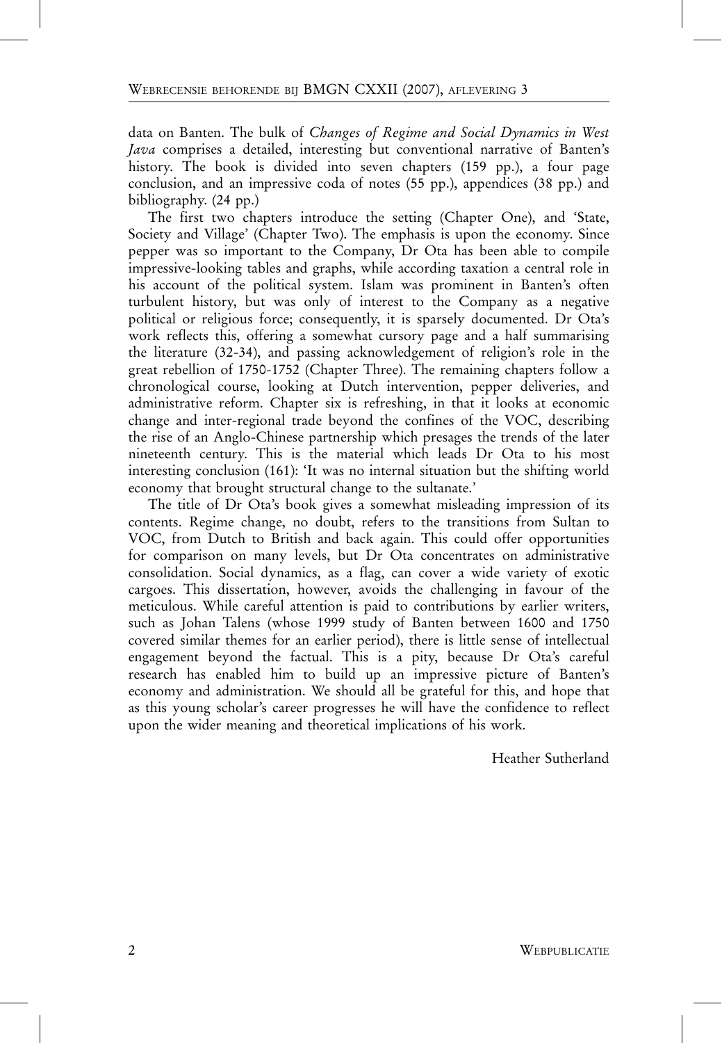data on Banten. The bulk of *Changes of Regime and Social Dynamics in West Java* comprises a detailed, interesting but conventional narrative of Banten's history. The book is divided into seven chapters (159 pp.), a four page conclusion, and an impressive coda of notes (55 pp.), appendices (38 pp.) and bibliography. (24 pp.)

The first two chapters introduce the setting (Chapter One), and 'State, Society and Village' (Chapter Two). The emphasis is upon the economy. Since pepper was so important to the Company, Dr Ota has been able to compile impressive-looking tables and graphs, while according taxation a central role in his account of the political system. Islam was prominent in Banten's often turbulent history, but was only of interest to the Company as a negative political or religious force; consequently, it is sparsely documented. Dr Ota's work reflects this, offering a somewhat cursory page and a half summarising the literature (32-34), and passing acknowledgement of religion's role in the great rebellion of 1750-1752 (Chapter Three). The remaining chapters follow a chronological course, looking at Dutch intervention, pepper deliveries, and administrative reform. Chapter six is refreshing, in that it looks at economic change and inter-regional trade beyond the confines of the VOC, describing the rise of an Anglo-Chinese partnership which presages the trends of the later nineteenth century. This is the material which leads Dr Ota to his most interesting conclusion (161): 'It was no internal situation but the shifting world economy that brought structural change to the sultanate.'

The title of Dr Ota's book gives a somewhat misleading impression of its contents. Regime change, no doubt, refers to the transitions from Sultan to VOC, from Dutch to British and back again. This could offer opportunities for comparison on many levels, but Dr Ota concentrates on administrative consolidation. Social dynamics, as a flag, can cover a wide variety of exotic cargoes. This dissertation, however, avoids the challenging in favour of the meticulous. While careful attention is paid to contributions by earlier writers, such as Johan Talens (whose 1999 study of Banten between 1600 and 1750 covered similar themes for an earlier period), there is little sense of intellectual engagement beyond the factual. This is a pity, because Dr Ota's careful research has enabled him to build up an impressive picture of Banten's economy and administration. We should all be grateful for this, and hope that as this young scholar's career progresses he will have the confidence to reflect upon the wider meaning and theoretical implications of his work.

Heather Sutherland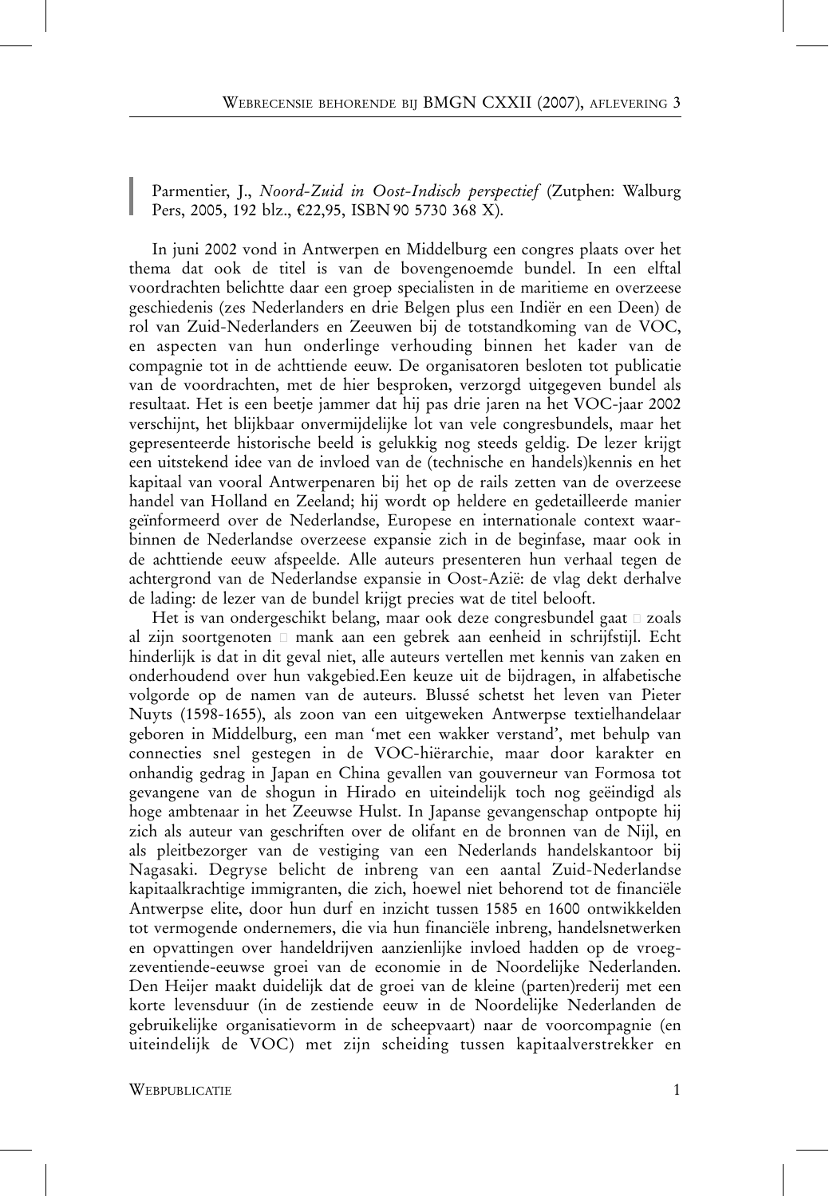Parmentier, J., *Noord-Zuid in Oost-Indisch perspectief* (Zutphen: Walburg Pers, 2005, 192 blz., €22,95, ISBN 90 5730 368 X).

In juni 2002 vond in Antwerpen en Middelburg een congres plaats over het thema dat ook de titel is van de bovengenoemde bundel. In een elftal voordrachten belichtte daar een groep specialisten in de maritieme en overzeese geschiedenis (zes Nederlanders en drie Belgen plus een Indiër en een Deen) de rol van Zuid-Nederlanders en Zeeuwen bij de totstandkoming van de VOC, en aspecten van hun onderlinge verhouding binnen het kader van de compagnie tot in de achttiende eeuw. De organisatoren besloten tot publicatie van de voordrachten, met de hier besproken, verzorgd uitgegeven bundel als resultaat. Het is een beetje jammer dat hij pas drie jaren na het VOC-jaar 2002 verschijnt, het blijkbaar onvermijdelijke lot van vele congresbundels, maar het gepresenteerde historische beeld is gelukkig nog steeds geldig. De lezer krijgt een uitstekend idee van de invloed van de (technische en handels)kennis en het kapitaal van vooral Antwerpenaren bij het op de rails zetten van de overzeese handel van Holland en Zeeland; hij wordt op heldere en gedetailleerde manier geïnformeerd over de Nederlandse, Europese en internationale context waarbinnen de Nederlandse overzeese expansie zich in de beginfase, maar ook in de achttiende eeuw afspeelde. Alle auteurs presenteren hun verhaal tegen de achtergrond van de Nederlandse expansie in Oost-Azië: de vlag dekt derhalve de lading: de lezer van de bundel krijgt precies wat de titel belooft.

Het is van ondergeschikt belang, maar ook deze congresbundel gaat – zoals al zijn soortgenoten – mank aan een gebrek aan eenheid in schrijfstijl. Echt hinderlijk is dat in dit geval niet, alle auteurs vertellen met kennis van zaken en onderhoudend over hun vakgebied.Een keuze uit de bijdragen, in alfabetische volgorde op de namen van de auteurs. Blussé schetst het leven van Pieter Nuyts (1598-1655), als zoon van een uitgeweken Antwerpse textielhandelaar geboren in Middelburg, een man 'met een wakker verstand', met behulp van connecties snel gestegen in de VOC-hiërarchie, maar door karakter en onhandig gedrag in Japan en China gevallen van gouverneur van Formosa tot gevangene van de shogun in Hirado en uiteindelijk toch nog geëindigd als hoge ambtenaar in het Zeeuwse Hulst. In Japanse gevangenschap ontpopte hij zich als auteur van geschriften over de olifant en de bronnen van de Nijl, en als pleitbezorger van de vestiging van een Nederlands handelskantoor bij Nagasaki. Degryse belicht de inbreng van een aantal Zuid-Nederlandse kapitaalkrachtige immigranten, die zich, hoewel niet behorend tot de financiële Antwerpse elite, door hun durf en inzicht tussen 1585 en 1600 ontwikkelden tot vermogende ondernemers, die via hun financiële inbreng, handelsnetwerken en opvattingen over handeldrijven aanzienlijke invloed hadden op de vroeg-zeventiende-eeuwse groei van de economie in de Noordelijke Nederlanden. Den Heijer maakt duidelijk dat de groei van de kleine (parten)rederij met een korte levensduur (in de zestiende eeuw in de Noordelijke Nederlanden de gebruikelijke organisatievorm in de scheepvaart) naar de voorcompagnie (en uiteindelijk de VOC) met zijn scheiding tussen kapitaalverstrekker en